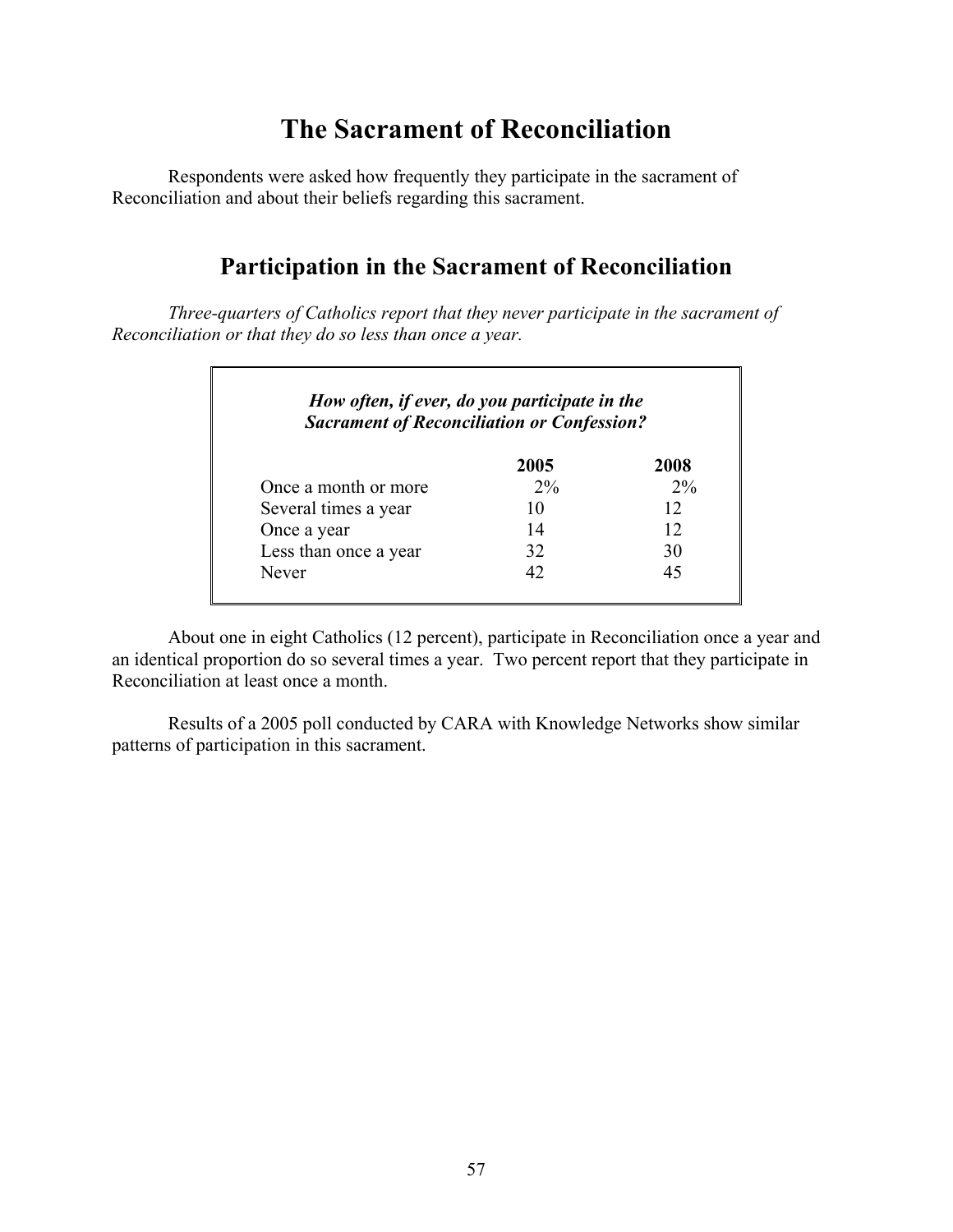# The Sacrament of Reconciliation

Respondents were asked how frequently they participate in the sacrament of Reconciliation and about their beliefs regarding this sacrament.

## Participation in the Sacrament of Reconciliation

*Three-quarters of Catholics report that they never participate in the sacrament of Reconciliation or that they do so less than once a year.*

***How often, if ever, do you participate in the Sacrament of Reconciliation or Confession?***

| | 2005 | 2008 |
|---|---|---|
| Once a month or more | 2% | 2% |
| Several times a year | 10 | 12 |
| Once a year | 14 | 12 |
| Less than once a year | 32 | 30 |
| Never | 42 | 45 |

About one in eight Catholics (12 percent), participate in Reconciliation once a year and an identical proportion do so several times a year. Two percent report that they participate in Reconciliation at least once a month.

Results of a 2005 poll conducted by CARA with Knowledge Networks show similar patterns of participation in this sacrament.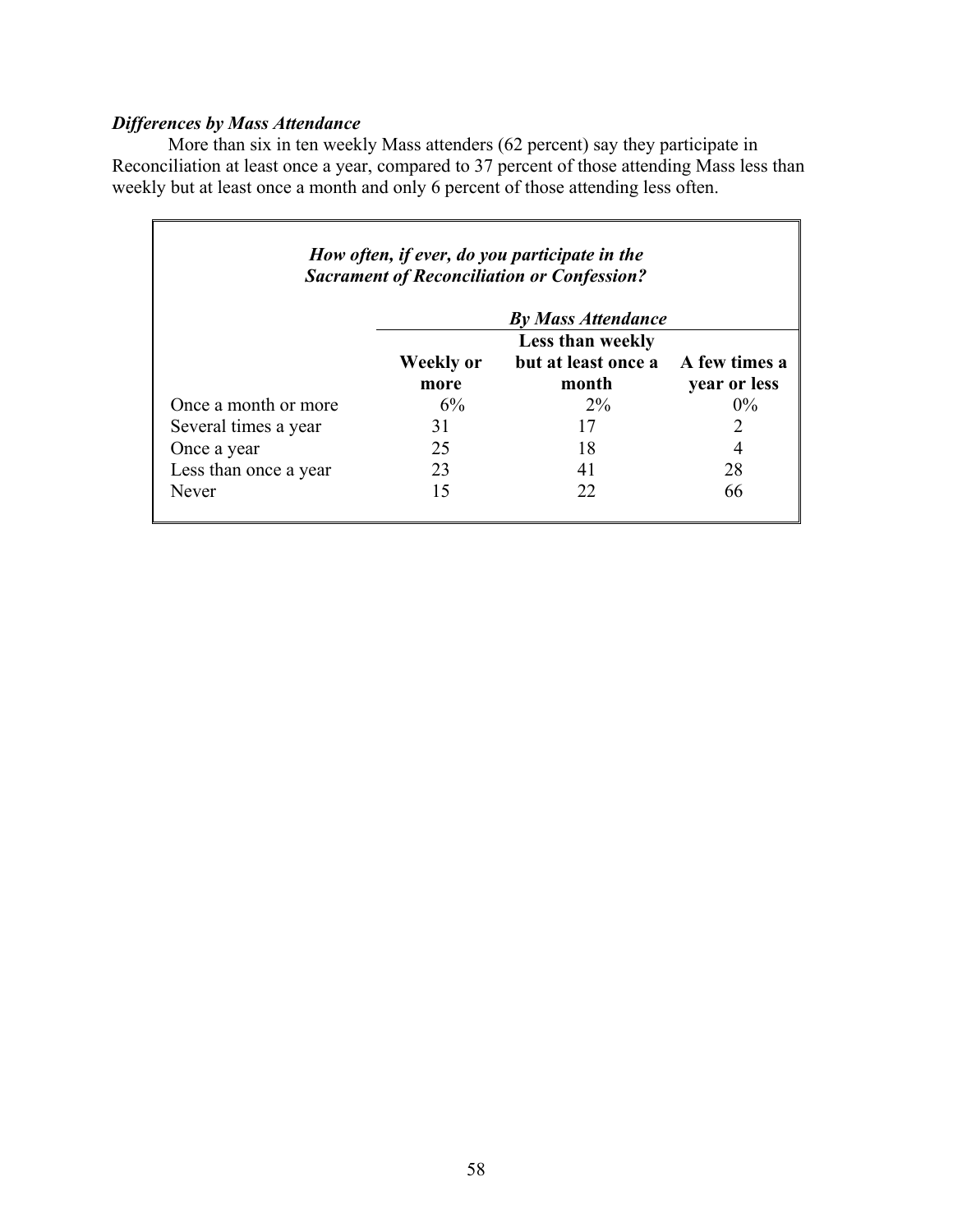### *Differences by Mass Attendance*

More than six in ten weekly Mass attenders (62 percent) say they participate in Reconciliation at least once a year, compared to 37 percent of those attending Mass less than weekly but at least once a month and only 6 percent of those attending less often.

***How often, if ever, do you participate in the Sacrament of Reconciliation or Confession?***

| | ***By Mass Attendance*** | | |
|---|---|---|---|
| | **Weekly or more** | **Less than weekly but at least once a month** | **A few times a year or less** |
| Once a month or more | 6% | 2% | 0% |
| Several times a year | 31 | 17 | 2 |
| Once a year | 25 | 18 | 4 |
| Less than once a year | 23 | 41 | 28 |
| Never | 15 | 22 | 66 |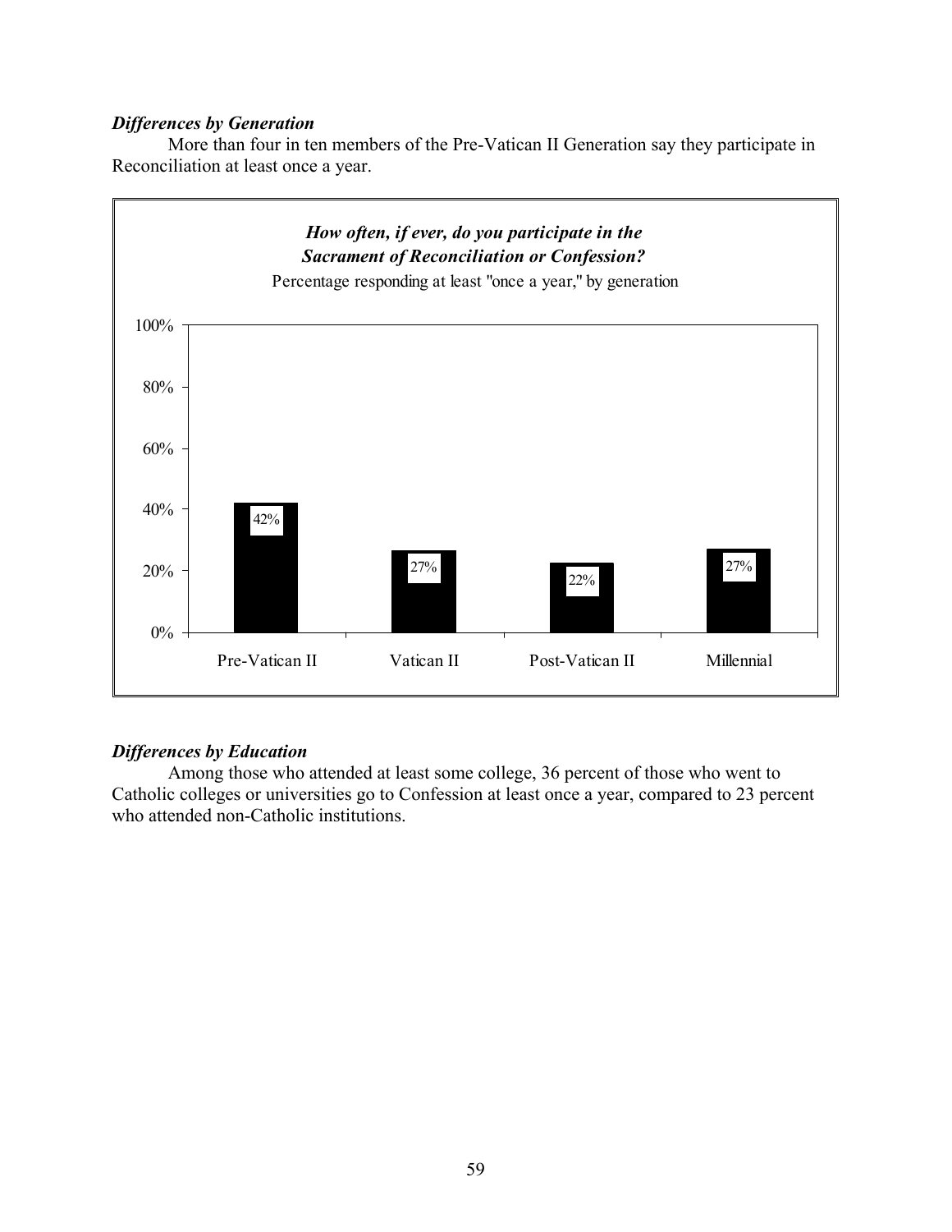### *Differences by Generation*

More than four in ten members of the Pre-Vatican II Generation say they participate in Reconciliation at least once a year.

***How often, if ever, do you participate in the Sacrament of Reconciliation or Confession?***

Percentage responding at least "once a year," by generation

| Generation | Percentage |
|---|---|
| Pre-Vatican II | 42% |
| Vatican II | 27% |
| Post-Vatican II | 22% |
| Millennial | 27% |

### *Differences by Education*

Among those who attended at least some college, 36 percent of those who went to Catholic colleges or universities go to Confession at least once a year, compared to 23 percent who attended non-Catholic institutions.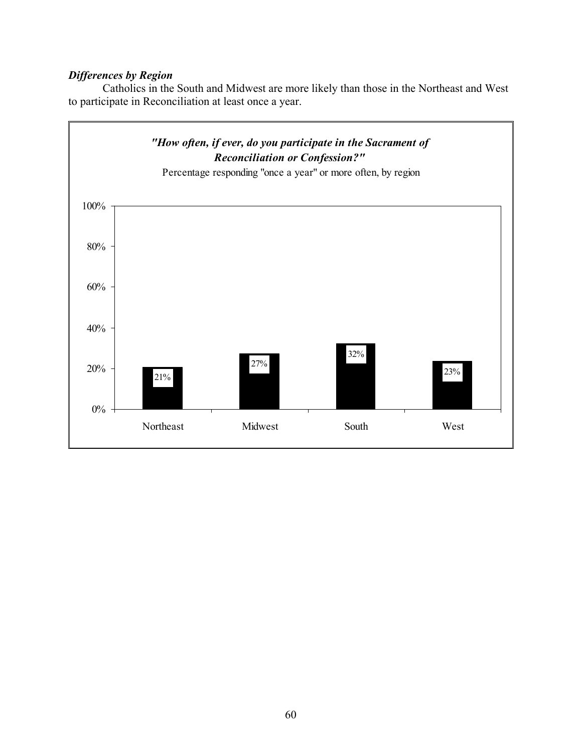***Differences by Region***

Catholics in the South and Midwest are more likely than those in the Northeast and West to participate in Reconciliation at least once a year.

***"How often, if ever, do you participate in the Sacrament of Reconciliation or Confession?"***

Percentage responding "once a year" or more often, by region

| Region | Percentage |
|---|---|
| Northeast | 21% |
| Midwest | 27% |
| South | 32% |
| West | 23% |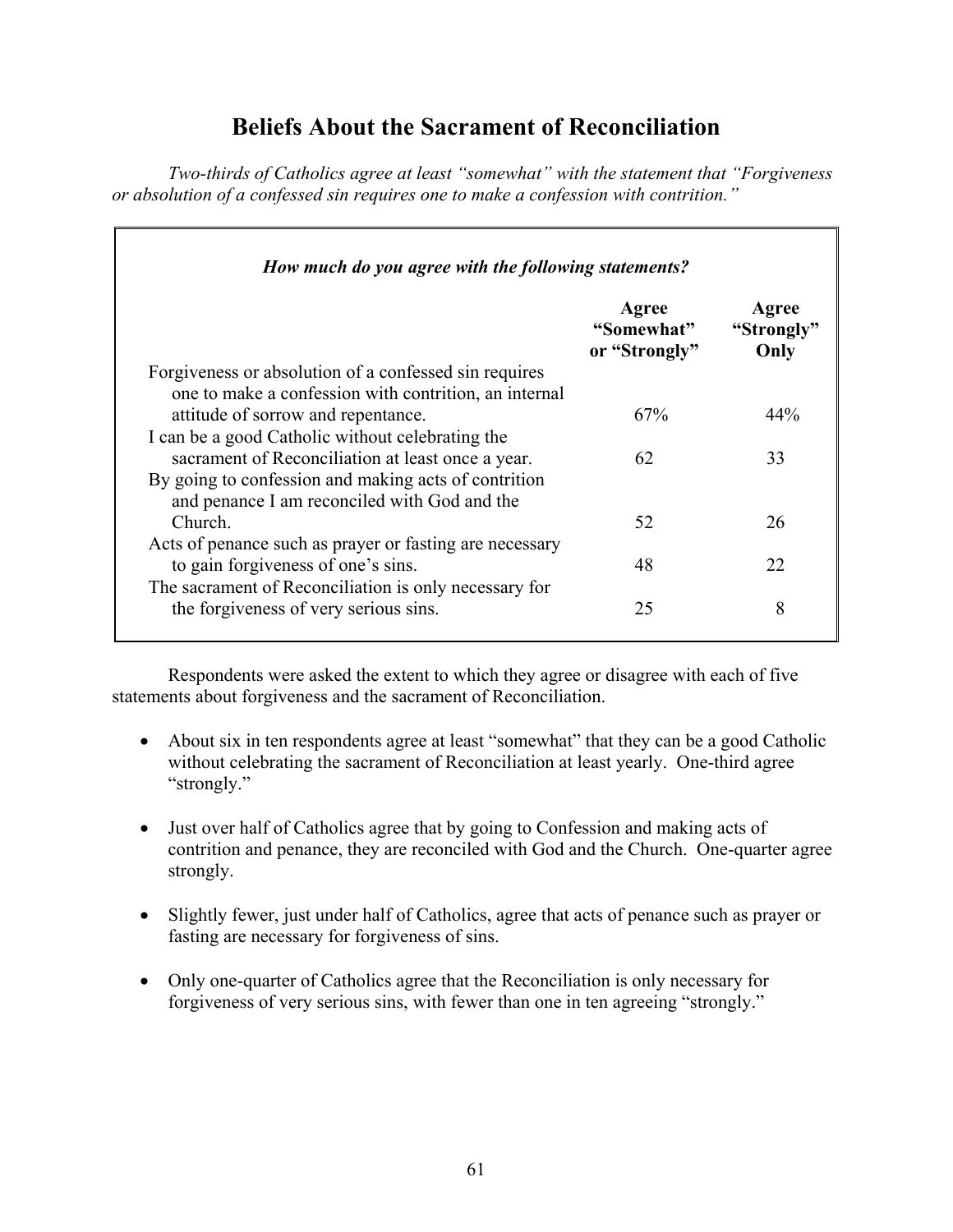## Beliefs About the Sacrament of Reconciliation

*Two-thirds of Catholics agree at least "somewhat" with the statement that "Forgiveness or absolution of a confessed sin requires one to make a confession with contrition."*

***How much do you agree with the following statements?***

| | Agree "Somewhat" or "Strongly" | Agree "Strongly" Only |
|---|---|---|
| Forgiveness or absolution of a confessed sin requires one to make a confession with contrition, an internal attitude of sorrow and repentance. | 67% | 44% |
| I can be a good Catholic without celebrating the sacrament of Reconciliation at least once a year. | 62 | 33 |
| By going to confession and making acts of contrition and penance I am reconciled with God and the Church. | 52 | 26 |
| Acts of penance such as prayer or fasting are necessary to gain forgiveness of one's sins. | 48 | 22 |
| The sacrament of Reconciliation is only necessary for the forgiveness of very serious sins. | 25 | 8 |

Respondents were asked the extent to which they agree or disagree with each of five statements about forgiveness and the sacrament of Reconciliation.

- About six in ten respondents agree at least "somewhat" that they can be a good Catholic without celebrating the sacrament of Reconciliation at least yearly. One-third agree "strongly."
- Just over half of Catholics agree that by going to Confession and making acts of contrition and penance, they are reconciled with God and the Church. One-quarter agree strongly.
- Slightly fewer, just under half of Catholics, agree that acts of penance such as prayer or fasting are necessary for forgiveness of sins.
- Only one-quarter of Catholics agree that the Reconciliation is only necessary for forgiveness of very serious sins, with fewer than one in ten agreeing "strongly."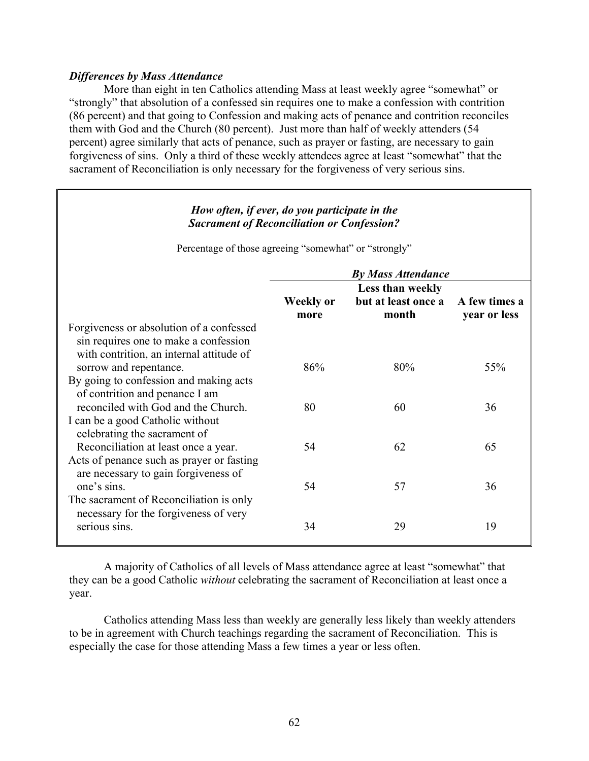### *Differences by Mass Attendance*

More than eight in ten Catholics attending Mass at least weekly agree "somewhat" or "strongly" that absolution of a confessed sin requires one to make a confession with contrition (86 percent) and that going to Confession and making acts of penance and contrition reconciles them with God and the Church (80 percent). Just more than half of weekly attenders (54 percent) agree similarly that acts of penance, such as prayer or fasting, are necessary to gain forgiveness of sins. Only a third of these weekly attendees agree at least "somewhat" that the sacrament of Reconciliation is only necessary for the forgiveness of very serious sins.

***How often, if ever, do you participate in the Sacrament of Reconciliation or Confession?***

Percentage of those agreeing "somewhat" or "strongly"

| | ***By Mass Attendance*** | | |
|---|---|---|---|
| | **Weekly or more** | **Less than weekly but at least once a month** | **A few times a year or less** |
| Forgiveness or absolution of a confessed sin requires one to make a confession with contrition, an internal attitude of sorrow and repentance. | 86% | 80% | 55% |
| By going to confession and making acts of contrition and penance I am reconciled with God and the Church. | 80 | 60 | 36 |
| I can be a good Catholic without celebrating the sacrament of Reconciliation at least once a year. | 54 | 62 | 65 |
| Acts of penance such as prayer or fasting are necessary to gain forgiveness of one's sins. | 54 | 57 | 36 |
| The sacrament of Reconciliation is only necessary for the forgiveness of very serious sins. | 34 | 29 | 19 |

A majority of Catholics of all levels of Mass attendance agree at least "somewhat" that they can be a good Catholic *without* celebrating the sacrament of Reconciliation at least once a year.

Catholics attending Mass less than weekly are generally less likely than weekly attenders to be in agreement with Church teachings regarding the sacrament of Reconciliation. This is especially the case for those attending Mass a few times a year or less often.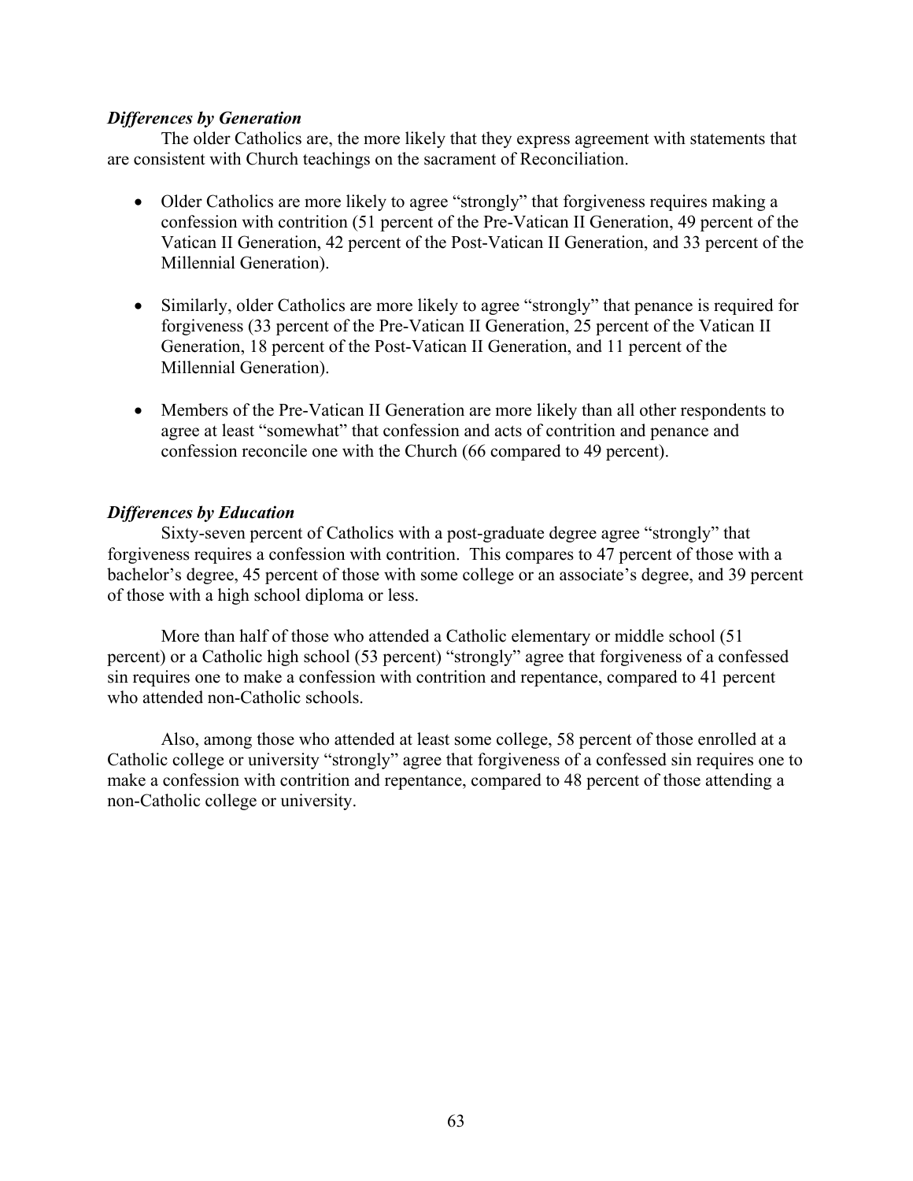### *Differences by Generation*

The older Catholics are, the more likely that they express agreement with statements that are consistent with Church teachings on the sacrament of Reconciliation.

- Older Catholics are more likely to agree "strongly" that forgiveness requires making a confession with contrition (51 percent of the Pre-Vatican II Generation, 49 percent of the Vatican II Generation, 42 percent of the Post-Vatican II Generation, and 33 percent of the Millennial Generation).

- Similarly, older Catholics are more likely to agree "strongly" that penance is required for forgiveness (33 percent of the Pre-Vatican II Generation, 25 percent of the Vatican II Generation, 18 percent of the Post-Vatican II Generation, and 11 percent of the Millennial Generation).

- Members of the Pre-Vatican II Generation are more likely than all other respondents to agree at least "somewhat" that confession and acts of contrition and penance and confession reconcile one with the Church (66 compared to 49 percent).

### *Differences by Education*

Sixty-seven percent of Catholics with a post-graduate degree agree "strongly" that forgiveness requires a confession with contrition. This compares to 47 percent of those with a bachelor's degree, 45 percent of those with some college or an associate's degree, and 39 percent of those with a high school diploma or less.

More than half of those who attended a Catholic elementary or middle school (51 percent) or a Catholic high school (53 percent) "strongly" agree that forgiveness of a confessed sin requires one to make a confession with contrition and repentance, compared to 41 percent who attended non-Catholic schools.

Also, among those who attended at least some college, 58 percent of those enrolled at a Catholic college or university "strongly" agree that forgiveness of a confessed sin requires one to make a confession with contrition and repentance, compared to 48 percent of those attending a non-Catholic college or university.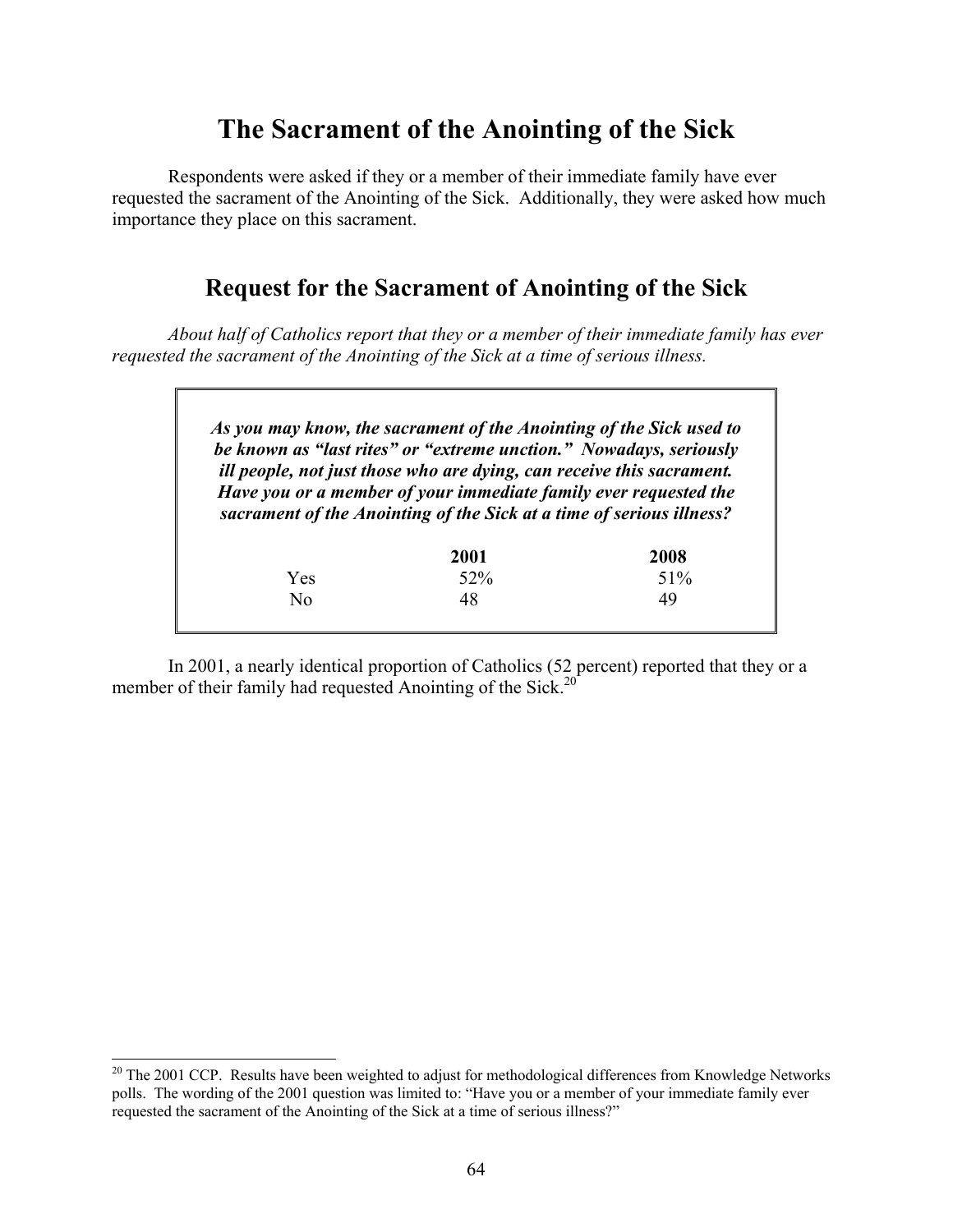# The Sacrament of the Anointing of the Sick

Respondents were asked if they or a member of their immediate family have ever requested the sacrament of the Anointing of the Sick. Additionally, they were asked how much importance they place on this sacrament.

## Request for the Sacrament of Anointing of the Sick

*About half of Catholics report that they or a member of their immediate family has ever requested the sacrament of the Anointing of the Sick at a time of serious illness.*

***As you may know, the sacrament of the Anointing of the Sick used to be known as "last rites" or "extreme unction." Nowadays, seriously ill people, not just those who are dying, can receive this sacrament. Have you or a member of your immediate family ever requested the sacrament of the Anointing of the Sick at a time of serious illness?***

| | **2001** | **2008** |
|---|---|---|
| Yes | 52% | 51% |
| No | 48 | 49 |

In 2001, a nearly identical proportion of Catholics (52 percent) reported that they or a member of their family had requested Anointing of the Sick.[20]

[20] The 2001 CCP. Results have been weighted to adjust for methodological differences from Knowledge Networks polls. The wording of the 2001 question was limited to: "Have you or a member of your immediate family ever requested the sacrament of the Anointing of the Sick at a time of serious illness?"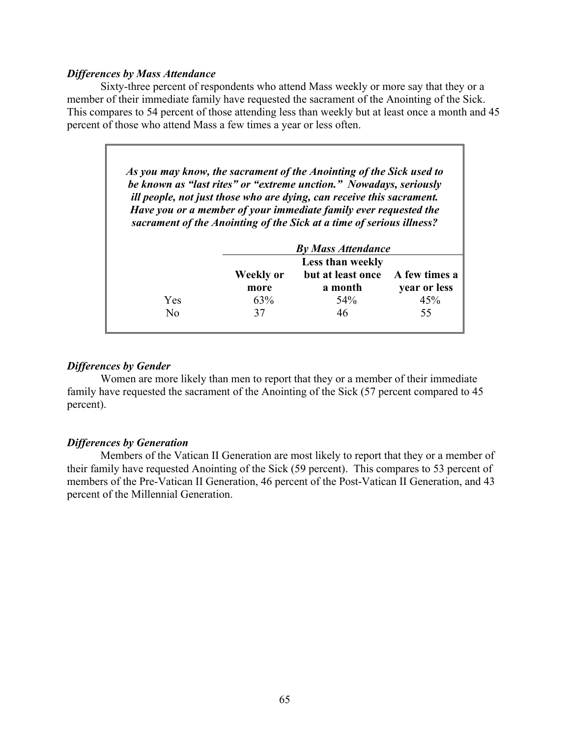### *Differences by Mass Attendance*

Sixty-three percent of respondents who attend Mass weekly or more say that they or a member of their immediate family have requested the sacrament of the Anointing of the Sick. This compares to 54 percent of those attending less than weekly but at least once a month and 45 percent of those who attend Mass a few times a year or less often.

***As you may know, the sacrament of the Anointing of the Sick used to be known as "last rites" or "extreme unction." Nowadays, seriously ill people, not just those who are dying, can receive this sacrament. Have you or a member of your immediate family ever requested the sacrament of the Anointing of the Sick at a time of serious illness?***

| | ***By Mass Attendance*** | | |
|---|---|---|---|
| | **Weekly or more** | **Less than weekly but at least once a month** | **A few times a year or less** |
| Yes | 63% | 54% | 45% |
| No | 37 | 46 | 55 |

### *Differences by Gender*

Women are more likely than men to report that they or a member of their immediate family have requested the sacrament of the Anointing of the Sick (57 percent compared to 45 percent).

### *Differences by Generation*

Members of the Vatican II Generation are most likely to report that they or a member of their family have requested Anointing of the Sick (59 percent). This compares to 53 percent of members of the Pre-Vatican II Generation, 46 percent of the Post-Vatican II Generation, and 43 percent of the Millennial Generation.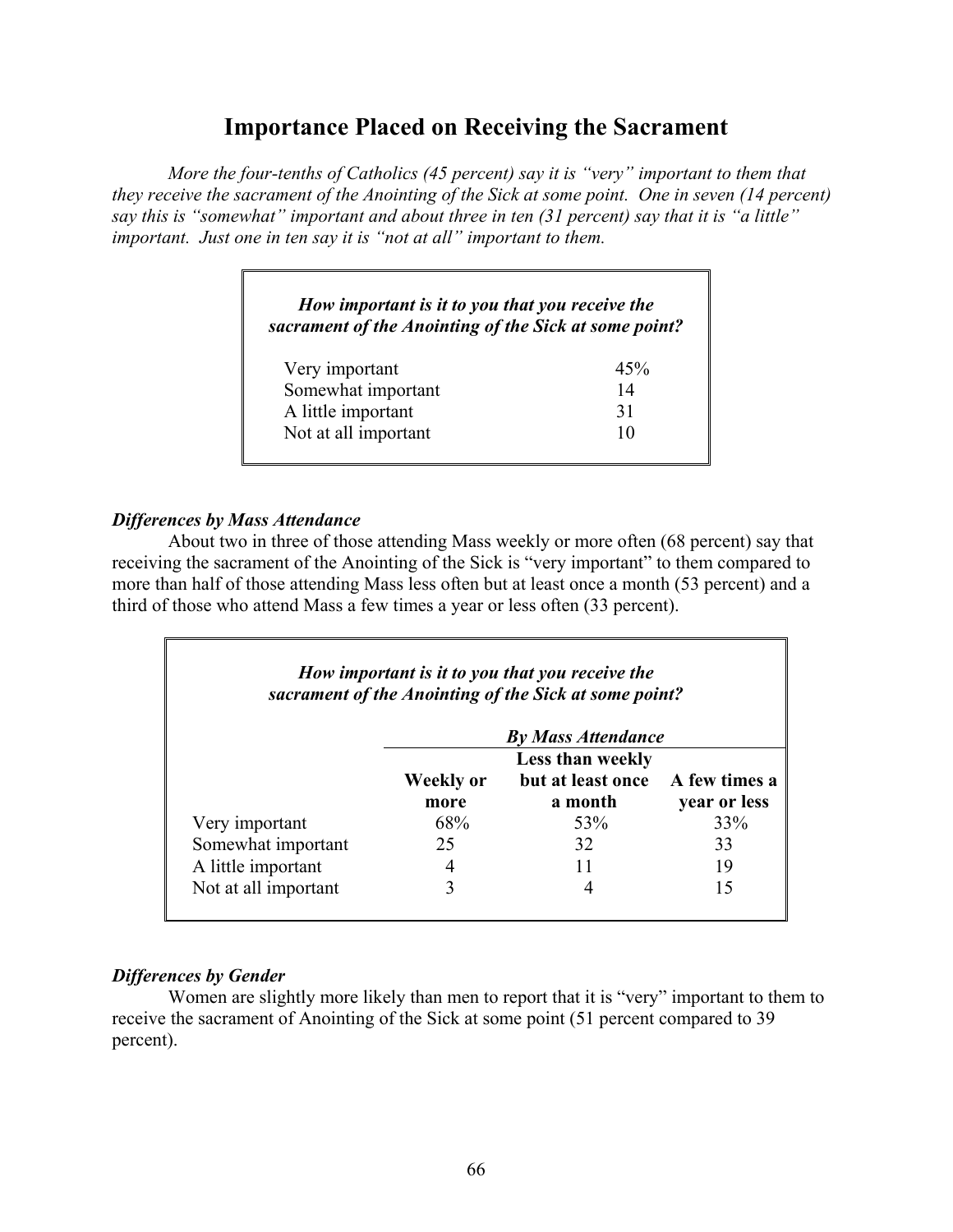## Importance Placed on Receiving the Sacrament

*More the four-tenths of Catholics (45 percent) say it is "very" important to them that they receive the sacrament of the Anointing of the Sick at some point. One in seven (14 percent) say this is "somewhat" important and about three in ten (31 percent) say that it is "a little" important. Just one in ten say it is "not at all" important to them.*

| ***How important is it to you that you receive the sacrament of the Anointing of the Sick at some point?*** | |
|---|---|
| Very important | 45% |
| Somewhat important | 14 |
| A little important | 31 |
| Not at all important | 10 |

***Differences by Mass Attendance***

About two in three of those attending Mass weekly or more often (68 percent) say that receiving the sacrament of the Anointing of the Sick is "very important" to them compared to more than half of those attending Mass less often but at least once a month (53 percent) and a third of those who attend Mass a few times a year or less often (33 percent).

***How important is it to you that you receive the sacrament of the Anointing of the Sick at some point?***

| | ***By Mass Attendance*** | | |
|---|---|---|---|
| | **Weekly or more** | **Less than weekly but at least once a month** | **A few times a year or less** |
| Very important | 68% | 53% | 33% |
| Somewhat important | 25 | 32 | 33 |
| A little important | 4 | 11 | 19 |
| Not at all important | 3 | 4 | 15 |

***Differences by Gender***

Women are slightly more likely than men to report that it is "very" important to them to receive the sacrament of Anointing of the Sick at some point (51 percent compared to 39 percent).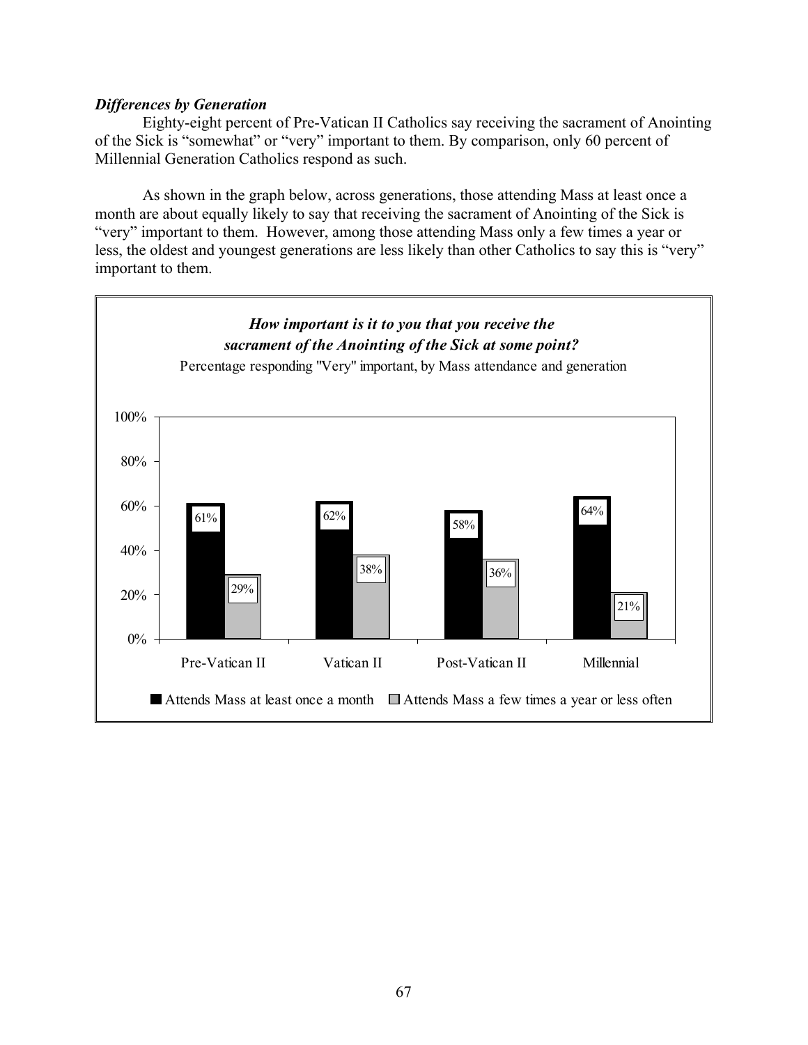### *Differences by Generation*

Eighty-eight percent of Pre-Vatican II Catholics say receiving the sacrament of Anointing of the Sick is "somewhat" or "very" important to them. By comparison, only 60 percent of Millennial Generation Catholics respond as such.

As shown in the graph below, across generations, those attending Mass at least once a month are about equally likely to say that receiving the sacrament of Anointing of the Sick is "very" important to them. However, among those attending Mass only a few times a year or less, the oldest and youngest generations are less likely than other Catholics to say this is "very" important to them.

***How important is it to you that you receive the sacrament of the Anointing of the Sick at some point?***

Percentage responding "Very" important, by Mass attendance and generation

100%
80%
60%
40%
20%
0%

Pre-Vatican II: 61%, 29%
Vatican II: 62%, 38%
Post-Vatican II: 58%, 36%
Millennial: 64%, 21%

Attends Mass at least once a month
Attends Mass a few times a year or less often